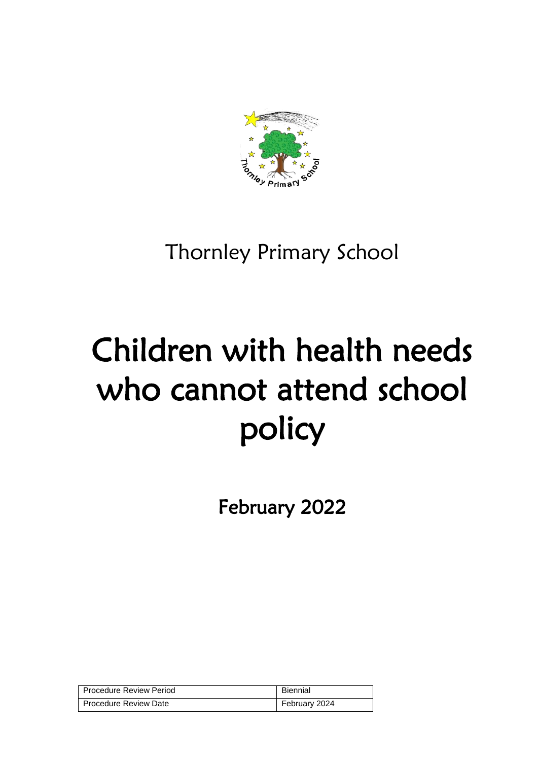Thornley Primary School

# Children with health needs who cannot attend school policy

**February 2022**

| Procedure Review Period | Biennial |
| --- | --- |
| Procedure Review Date | February 2024 |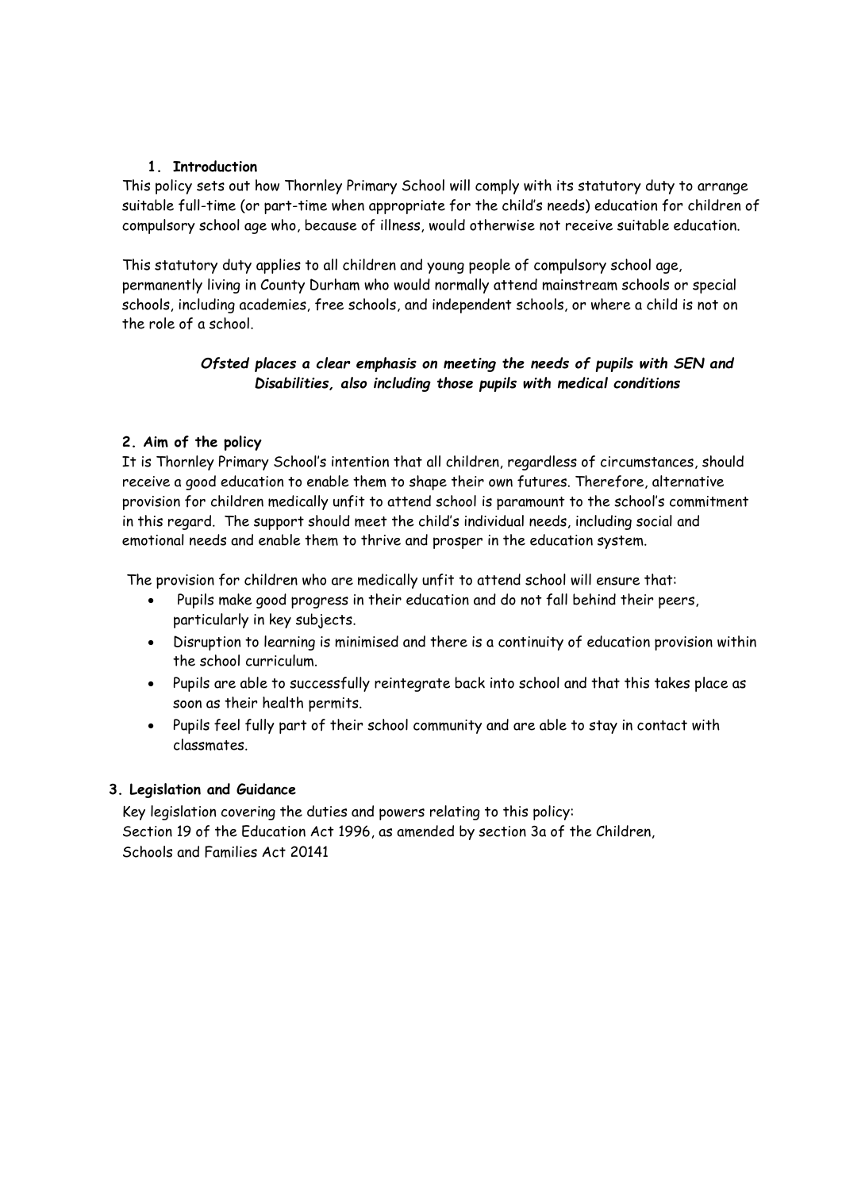## 1. Introduction

This policy sets out how Thornley Primary School will comply with its statutory duty to arrange suitable full-time (or part-time when appropriate for the child's needs) education for children of compulsory school age who, because of illness, would otherwise not receive suitable education.

This statutory duty applies to all children and young people of compulsory school age, permanently living in County Durham who would normally attend mainstream schools or special schools, including academies, free schools, and independent schools, or where a child is not on the role of a school.

***Ofsted places a clear emphasis on meeting the needs of pupils with SEN and Disabilities, also including those pupils with medical conditions***

## 2. Aim of the policy

It is Thornley Primary School's intention that all children, regardless of circumstances, should receive a good education to enable them to shape their own futures. Therefore, alternative provision for children medically unfit to attend school is paramount to the school's commitment in this regard. The support should meet the child's individual needs, including social and emotional needs and enable them to thrive and prosper in the education system.

The provision for children who are medically unfit to attend school will ensure that:

- Pupils make good progress in their education and do not fall behind their peers, particularly in key subjects.
- Disruption to learning is minimised and there is a continuity of education provision within the school curriculum.
- Pupils are able to successfully reintegrate back into school and that this takes place as soon as their health permits.
- Pupils feel fully part of their school community and are able to stay in contact with classmates.

## 3. Legislation and Guidance

Key legislation covering the duties and powers relating to this policy:
Section 19 of the Education Act 1996, as amended by section 3a of the Children, Schools and Families Act 20141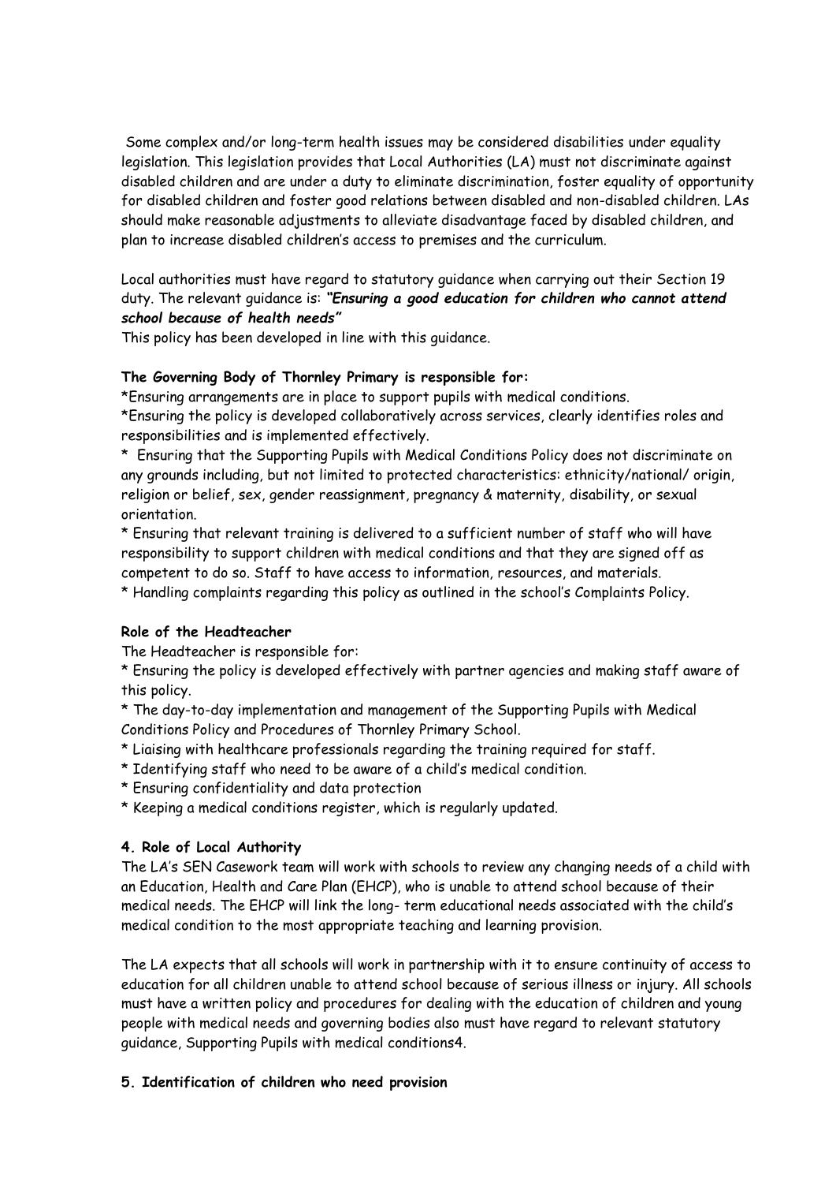Some complex and/or long-term health issues may be considered disabilities under equality legislation. This legislation provides that Local Authorities (LA) must not discriminate against disabled children and are under a duty to eliminate discrimination, foster equality of opportunity for disabled children and foster good relations between disabled and non-disabled children. LAs should make reasonable adjustments to alleviate disadvantage faced by disabled children, and plan to increase disabled children's access to premises and the curriculum.

Local authorities must have regard to statutory guidance when carrying out their Section 19 duty. The relevant guidance is: ***"Ensuring a good education for children who cannot attend school because of health needs"***
This policy has been developed in line with this guidance.

**The Governing Body of Thornley Primary is responsible for:**
*Ensuring arrangements are in place to support pupils with medical conditions.
*Ensuring the policy is developed collaboratively across services, clearly identifies roles and responsibilities and is implemented effectively.
* Ensuring that the Supporting Pupils with Medical Conditions Policy does not discriminate on any grounds including, but not limited to protected characteristics: ethnicity/national/ origin, religion or belief, sex, gender reassignment, pregnancy & maternity, disability, or sexual orientation.
* Ensuring that relevant training is delivered to a sufficient number of staff who will have responsibility to support children with medical conditions and that they are signed off as competent to do so. Staff to have access to information, resources, and materials.
* Handling complaints regarding this policy as outlined in the school's Complaints Policy.

**Role of the Headteacher**
The Headteacher is responsible for:
* Ensuring the policy is developed effectively with partner agencies and making staff aware of this policy.
* The day-to-day implementation and management of the Supporting Pupils with Medical Conditions Policy and Procedures of Thornley Primary School.
* Liaising with healthcare professionals regarding the training required for staff.
* Identifying staff who need to be aware of a child's medical condition.
* Ensuring confidentiality and data protection
* Keeping a medical conditions register, which is regularly updated.

**4. Role of Local Authority**
The LA's SEN Casework team will work with schools to review any changing needs of a child with an Education, Health and Care Plan (EHCP), who is unable to attend school because of their medical needs. The EHCP will link the long- term educational needs associated with the child's medical condition to the most appropriate teaching and learning provision.

The LA expects that all schools will work in partnership with it to ensure continuity of access to education for all children unable to attend school because of serious illness or injury. All schools must have a written policy and procedures for dealing with the education of children and young people with medical needs and governing bodies also must have regard to relevant statutory guidance, Supporting Pupils with medical conditions4.

**5. Identification of children who need provision**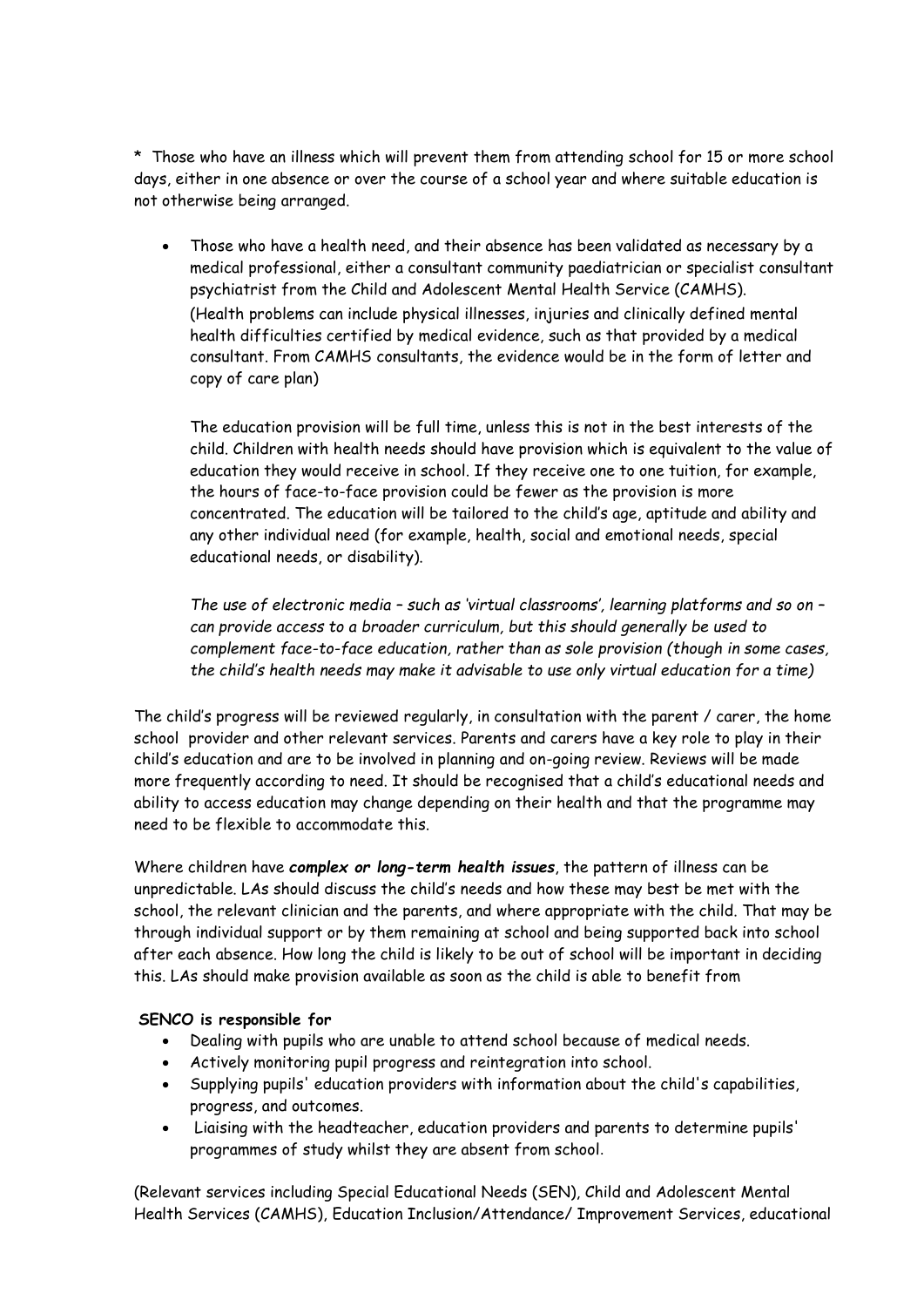* Those who have an illness which will prevent them from attending school for 15 or more school days, either in one absence or over the course of a school year and where suitable education is not otherwise being arranged.

- Those who have a health need, and their absence has been validated as necessary by a medical professional, either a consultant community paediatrician or specialist consultant psychiatrist from the Child and Adolescent Mental Health Service (CAMHS).
  (Health problems can include physical illnesses, injuries and clinically defined mental health difficulties certified by medical evidence, such as that provided by a medical consultant. From CAMHS consultants, the evidence would be in the form of letter and copy of care plan)

  The education provision will be full time, unless this is not in the best interests of the child. Children with health needs should have provision which is equivalent to the value of education they would receive in school. If they receive one to one tuition, for example, the hours of face-to-face provision could be fewer as the provision is more concentrated. The education will be tailored to the child's age, aptitude and ability and any other individual need (for example, health, social and emotional needs, special educational needs, or disability).

  *The use of electronic media – such as 'virtual classrooms', learning platforms and so on – can provide access to a broader curriculum, but this should generally be used to complement face-to-face education, rather than as sole provision (though in some cases, the child's health needs may make it advisable to use only virtual education for a time)*

The child's progress will be reviewed regularly, in consultation with the parent / carer, the home school provider and other relevant services. Parents and carers have a key role to play in their child's education and are to be involved in planning and on-going review. Reviews will be made more frequently according to need. It should be recognised that a child's educational needs and ability to access education may change depending on their health and that the programme may need to be flexible to accommodate this.

Where children have ***complex or long-term health issues***, the pattern of illness can be unpredictable. LAs should discuss the child's needs and how these may best be met with the school, the relevant clinician and the parents, and where appropriate with the child. That may be through individual support or by them remaining at school and being supported back into school after each absence. How long the child is likely to be out of school will be important in deciding this. LAs should make provision available as soon as the child is able to benefit from

**SENCO is responsible for**

- Dealing with pupils who are unable to attend school because of medical needs.
- Actively monitoring pupil progress and reintegration into school.
- Supplying pupils' education providers with information about the child's capabilities, progress, and outcomes.
- Liaising with the headteacher, education providers and parents to determine pupils' programmes of study whilst they are absent from school.

(Relevant services including Special Educational Needs (SEN), Child and Adolescent Mental Health Services (CAMHS), Education Inclusion/Attendance/ Improvement Services, educational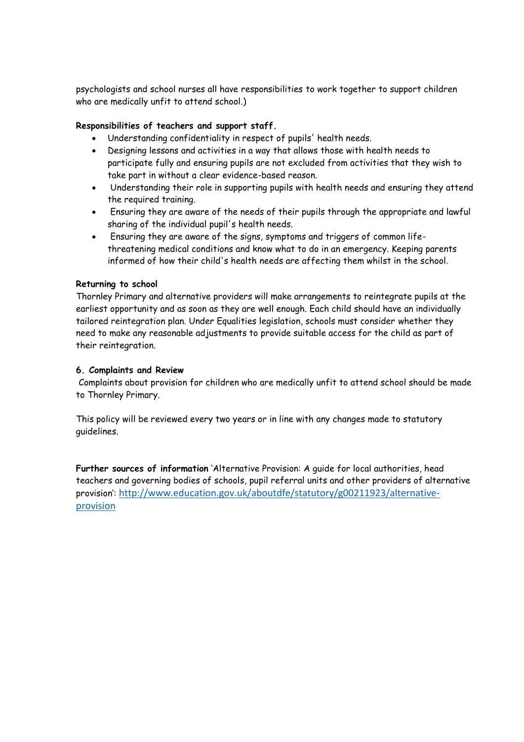psychologists and school nurses all have responsibilities to work together to support children who are medically unfit to attend school.)

**Responsibilities of teachers and support staff.**

- Understanding confidentiality in respect of pupils' health needs.
- Designing lessons and activities in a way that allows those with health needs to participate fully and ensuring pupils are not excluded from activities that they wish to take part in without a clear evidence-based reason.
- Understanding their role in supporting pupils with health needs and ensuring they attend the required training.
- Ensuring they are aware of the needs of their pupils through the appropriate and lawful sharing of the individual pupil's health needs.
- Ensuring they are aware of the signs, symptoms and triggers of common life-threatening medical conditions and know what to do in an emergency. Keeping parents informed of how their child's health needs are affecting them whilst in the school.

**Returning to school**

Thornley Primary and alternative providers will make arrangements to reintegrate pupils at the earliest opportunity and as soon as they are well enough. Each child should have an individually tailored reintegration plan. Under Equalities legislation, schools must consider whether they need to make any reasonable adjustments to provide suitable access for the child as part of their reintegration.

**6. Complaints and Review**

Complaints about provision for children who are medically unfit to attend school should be made to Thornley Primary.

This policy will be reviewed every two years or in line with any changes made to statutory guidelines.

**Further sources of information** 'Alternative Provision: A guide for local authorities, head teachers and governing bodies of schools, pupil referral units and other providers of alternative provision': [http://www.education.gov.uk/aboutdfe/statutory/g00211923/alternative-provision](http://www.education.gov.uk/aboutdfe/statutory/g00211923/alternative-provision)